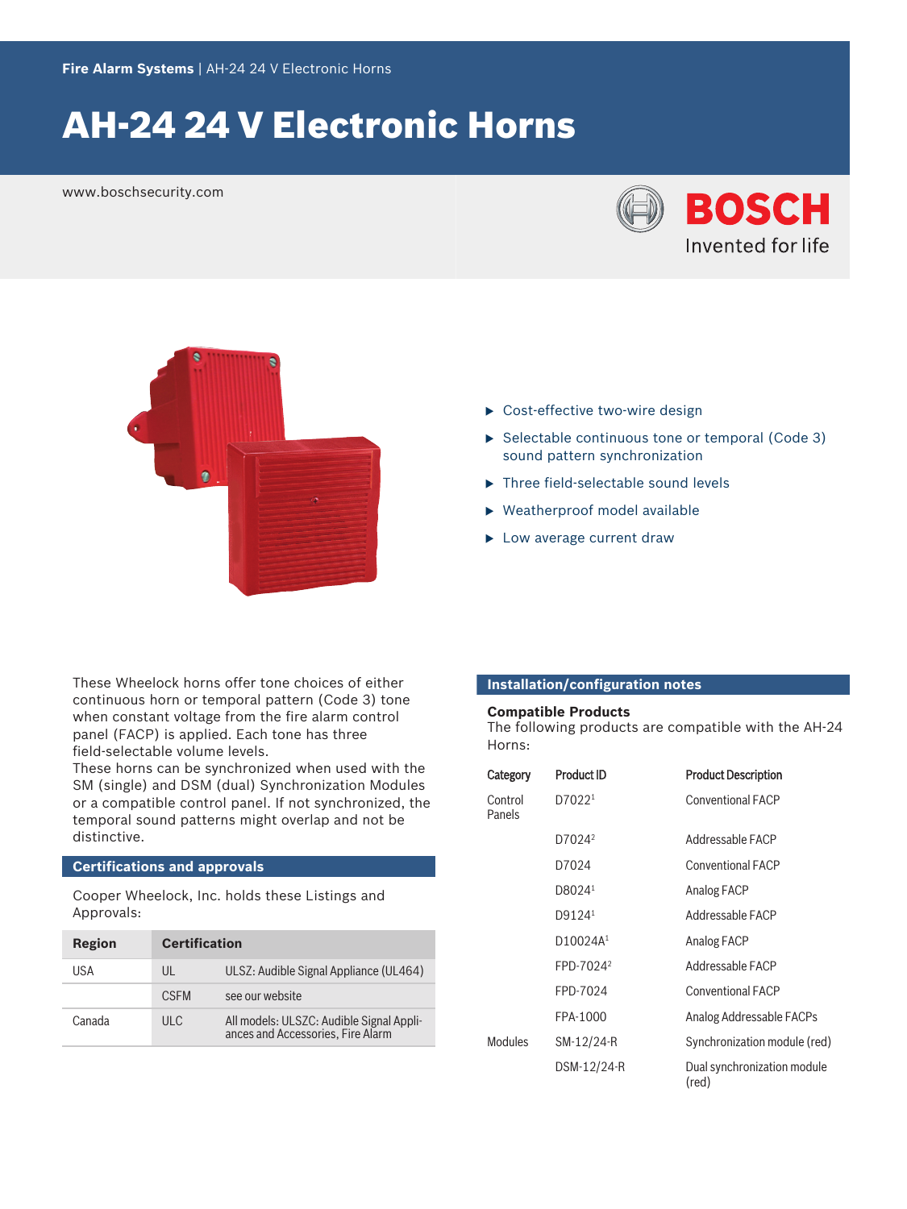**Fire Alarm Systems** | AH-24 24 V Electronic Horns

# AH-24 24 V Electronic Horns

www.boschsecurity.com

- Cost-effective two-wire design
- Selectable continuous tone or temporal (Code 3) sound pattern synchronization
- Three field-selectable sound levels
- Weatherproof model available
- Low average current draw

These Wheelock horns offer tone choices of either continuous horn or temporal pattern (Code 3) tone when constant voltage from the fire alarm control panel (FACP) is applied. Each tone has three field-selectable volume levels.
These horns can be synchronized when used with the SM (single) and DSM (dual) Synchronization Modules or a compatible control panel. If not synchronized, the temporal sound patterns might overlap and not be distinctive.

## Certifications and approvals

Cooper Wheelock, Inc. holds these Listings and Approvals:

| Region | Certification | |
|---|---|---|
| USA | UL | ULSZ: Audible Signal Appliance (UL464) |
| | CSFM | see our website |
| Canada | ULC | All models: ULSZC: Audible Signal Appliances and Accessories, Fire Alarm |

## Installation/configuration notes

### Compatible Products

The following products are compatible with the AH-24 Horns:

| Category | Product ID | Product Description |
|---|---|---|
| Control Panels | D7022[1] | Conventional FACP |
| | D7024[2] | Addressable FACP |
| | D7024 | Conventional FACP |
| | D8024[1] | Analog FACP |
| | D9124[1] | Addressable FACP |
| | D10024A[1] | Analog FACP |
| | FPD-7024[2] | Addressable FACP |
| | FPD-7024 | Conventional FACP |
| | FPA-1000 | Analog Addressable FACPs |
| Modules | SM-12/24-R | Synchronization module (red) |
| | DSM-12/24-R | Dual synchronization module (red) |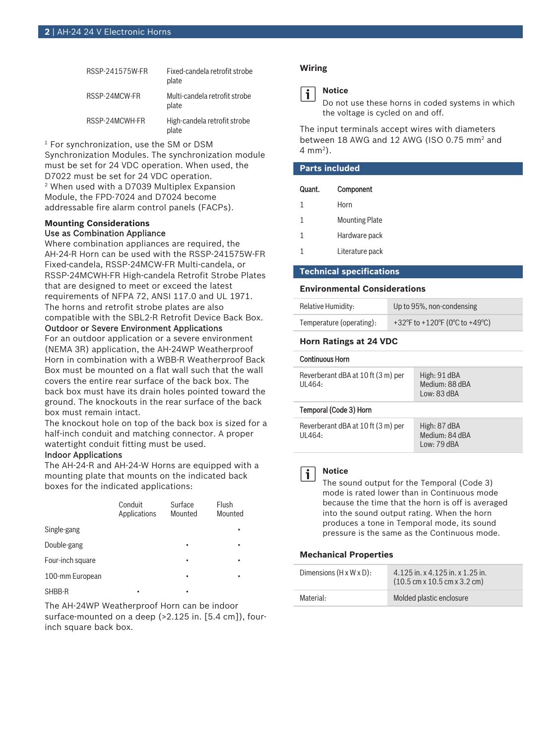| | |
|---|---|
| RSSP-241575W-FR | Fixed-candela retrofit strobe plate |
| RSSP-24MCW-FR | Multi-candela retrofit strobe plate |
| RSSP-24MCWH-FR | High-candela retrofit strobe plate |

[1] For synchronization, use the SM or DSM Synchronization Modules. The synchronization module must be set for 24 VDC operation. When used, the D7022 must be set for 24 VDC operation.
[2] When used with a D7039 Multiplex Expansion Module, the FPD-7024 and D7024 become addressable fire alarm control panels (FACPs).

### Mounting Considerations

**Use as Combination Appliance**

Where combination appliances are required, the AH-24-R Horn can be used with the RSSP-241575W-FR Fixed-candela, RSSP-24MCW-FR Multi-candela, or RSSP-24MCWH-FR High-candela Retrofit Strobe Plates that are designed to meet or exceed the latest requirements of NFPA 72, ANSI 117.0 and UL 1971. The horns and retrofit strobe plates are also compatible with the SBL2-R Retrofit Device Back Box.

**Outdoor or Severe Environment Applications**

For an outdoor application or a severe environment (NEMA 3R) application, the AH-24WP Weatherproof Horn in combination with a WBB-R Weatherproof Back Box must be mounted on a flat wall such that the wall covers the entire rear surface of the back box. The back box must have its drain holes pointed toward the ground. The knockouts in the rear surface of the back box must remain intact.

The knockout hole on top of the back box is sized for a half-inch conduit and matching connector. A proper watertight conduit fitting must be used.

**Indoor Applications**

The AH-24-R and AH-24-W Horns are equipped with a mounting plate that mounts on the indicated back boxes for the indicated applications:

| | Conduit Applications | Surface Mounted | Flush Mounted |
|---|---|---|---|
| Single-gang | | | • |
| Double-gang | | • | • |
| Four-inch square | | • | • |
| 100-mm European | | • | • |
| SHBB-R | • | • | |

The AH-24WP Weatherproof Horn can be indoor surface-mounted on a deep (>2.125 in. [5.4 cm]), four-inch square back box.

### Wiring

> **Notice**
> Do not use these horns in coded systems in which the voltage is cycled on and off.

The input terminals accept wires with diameters between 18 AWG and 12 AWG (ISO 0.75 mm² and 4 mm²).

## Parts included

| Quant. | Component |
|---|---|
| 1 | Horn |
| 1 | Mounting Plate |
| 1 | Hardware pack |
| 1 | Literature pack |

## Technical specifications

### Environmental Considerations

| | |
|---|---|
| Relative Humidity: | Up to 95%, non-condensing |
| Temperature (operating): | +32°F to +120°F (0°C to +49°C) |

### Horn Ratings at 24 VDC

**Continuous Horn**

| | |
|---|---|
| Reverberant dBA at 10 ft (3 m) per UL464: | High: 91 dBA<br>Medium: 88 dBA<br>Low: 83 dBA |

**Temporal (Code 3) Horn**

| | |
|---|---|
| Reverberant dBA at 10 ft (3 m) per UL464: | High: 87 dBA<br>Medium: 84 dBA<br>Low: 79 dBA |

> **Notice**
> The sound output for the Temporal (Code 3) mode is rated lower than in Continuous mode because the time that the horn is off is averaged into the sound output rating. When the horn produces a tone in Temporal mode, its sound pressure is the same as the Continuous mode.

### Mechanical Properties

| | |
|---|---|
| Dimensions (H x W x D): | 4.125 in. x 4.125 in. x 1.25 in.<br>(10.5 cm x 10.5 cm x 3.2 cm) |
| Material: | Molded plastic enclosure |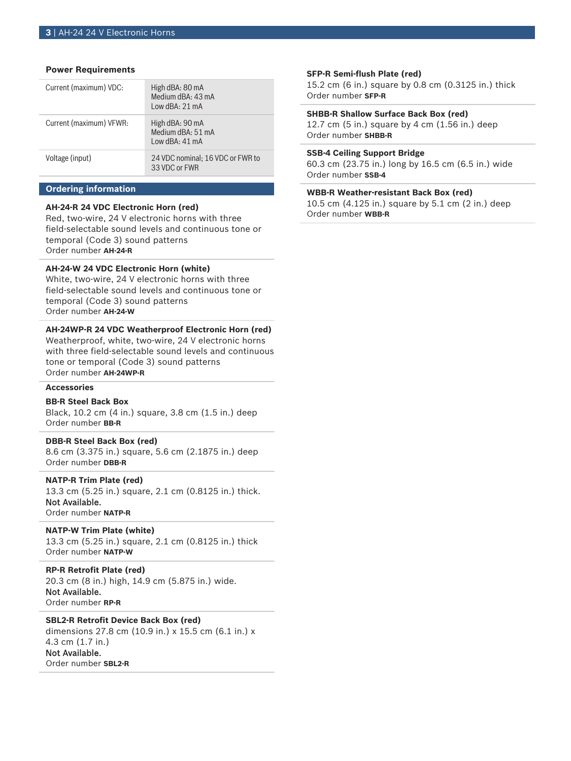### Power Requirements

| | |
|---|---|
| Current (maximum) VDC: | High dBA: 80 mA<br>Medium dBA: 43 mA<br>Low dBA: 21 mA |
| Current (maximum) VFWR: | High dBA: 90 mA<br>Medium dBA: 51 mA<br>Low dBA: 41 mA |
| Voltage (input) | 24 VDC nominal; 16 VDC or FWR to 33 VDC or FWR |

## Ordering information

**AH-24-R 24 VDC Electronic Horn (red)**
Red, two-wire, 24 V electronic horns with three field-selectable sound levels and continuous tone or temporal (Code 3) sound patterns
Order number **AH-24-R**

**AH-24-W 24 VDC Electronic Horn (white)**
White, two-wire, 24 V electronic horns with three field-selectable sound levels and continuous tone or temporal (Code 3) sound patterns
Order number **AH-24-W**

**AH-24WP-R 24 VDC Weatherproof Electronic Horn (red)**
Weatherproof, white, two-wire, 24 V electronic horns with three field-selectable sound levels and continuous tone or temporal (Code 3) sound patterns
Order number **AH-24WP-R**

### Accessories

**BB-R Steel Back Box**
Black, 10.2 cm (4 in.) square, 3.8 cm (1.5 in.) deep
Order number **BB-R**

**DBB-R Steel Back Box (red)**
8.6 cm (3.375 in.) square, 5.6 cm (2.1875 in.) deep
Order number **DBB-R**

**NATP-R Trim Plate (red)**
13.3 cm (5.25 in.) square, 2.1 cm (0.8125 in.) thick.
Not Available.
Order number **NATP-R**

**NATP-W Trim Plate (white)**
13.3 cm (5.25 in.) square, 2.1 cm (0.8125 in.) thick
Order number **NATP-W**

**RP-R Retrofit Plate (red)**
20.3 cm (8 in.) high, 14.9 cm (5.875 in.) wide.
Not Available.
Order number **RP-R**

**SBL2-R Retrofit Device Back Box (red)**
dimensions 27.8 cm (10.9 in.) x 15.5 cm (6.1 in.) x 4.3 cm (1.7 in.)
Not Available.
Order number **SBL2-R**

**SFP-R Semi-flush Plate (red)**
15.2 cm (6 in.) square by 0.8 cm (0.3125 in.) thick
Order number **SFP-R**

**SHBB-R Shallow Surface Back Box (red)**
12.7 cm (5 in.) square by 4 cm (1.56 in.) deep
Order number **SHBB-R**

**SSB-4 Ceiling Support Bridge**
60.3 cm (23.75 in.) long by 16.5 cm (6.5 in.) wide
Order number **SSB-4**

**WBB-R Weather-resistant Back Box (red)**
10.5 cm (4.125 in.) square by 5.1 cm (2 in.) deep
Order number **WBB-R**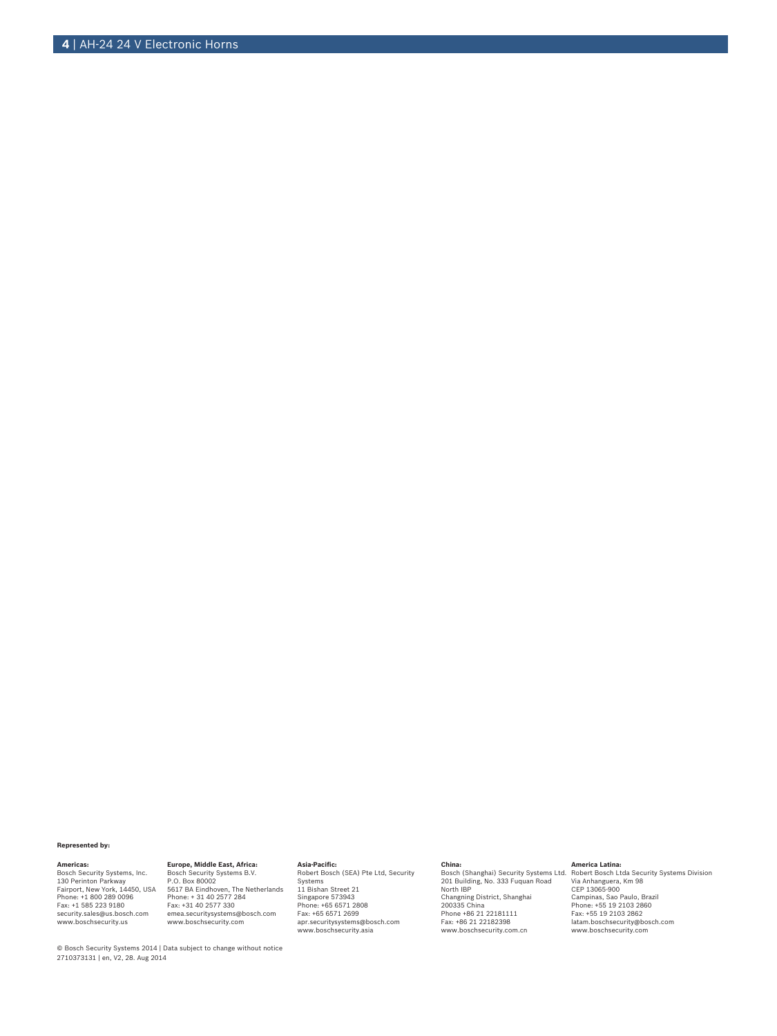**Represented by:**

**Americas:**
Bosch Security Systems, Inc.
130 Perinton Parkway
Fairport, New York, 14450, USA
Phone: +1 800 289 0096
Fax: +1 585 223 9180
security.sales@us.bosch.com
www.boschsecurity.us

**Europe, Middle East, Africa:**
Bosch Security Systems B.V.
P.O. Box 80002
5617 BA Eindhoven, The Netherlands
Phone: + 31 40 2577 284
Fax: +31 40 2577 330
emea.securitysystems@bosch.com
www.boschsecurity.com

**Asia-Pacific:**
Robert Bosch (SEA) Pte Ltd, Security Systems
11 Bishan Street 21
Singapore 573943
Phone: +65 6571 2808
Fax: +65 6571 2699
apr.securitysystems@bosch.com
www.boschsecurity.asia

**China:**
Bosch (Shanghai) Security Systems Ltd.
201 Building, No. 333 Fuquan Road
North IBP
Changning District, Shanghai
200335 China
Phone +86 21 22181111
Fax: +86 21 22182398
www.boschsecurity.com.cn

**America Latina:**
Robert Bosch Ltda Security Systems Division
Via Anhanguera, Km 98
CEP 13065-900
Campinas, Sao Paulo, Brazil
Phone: +55 19 2103 2860
Fax: +55 19 2103 2862
latam.boschsecurity@bosch.com
www.boschsecurity.com

© Bosch Security Systems 2014 | Data subject to change without notice
2710373131 | en, V2, 28. Aug 2014